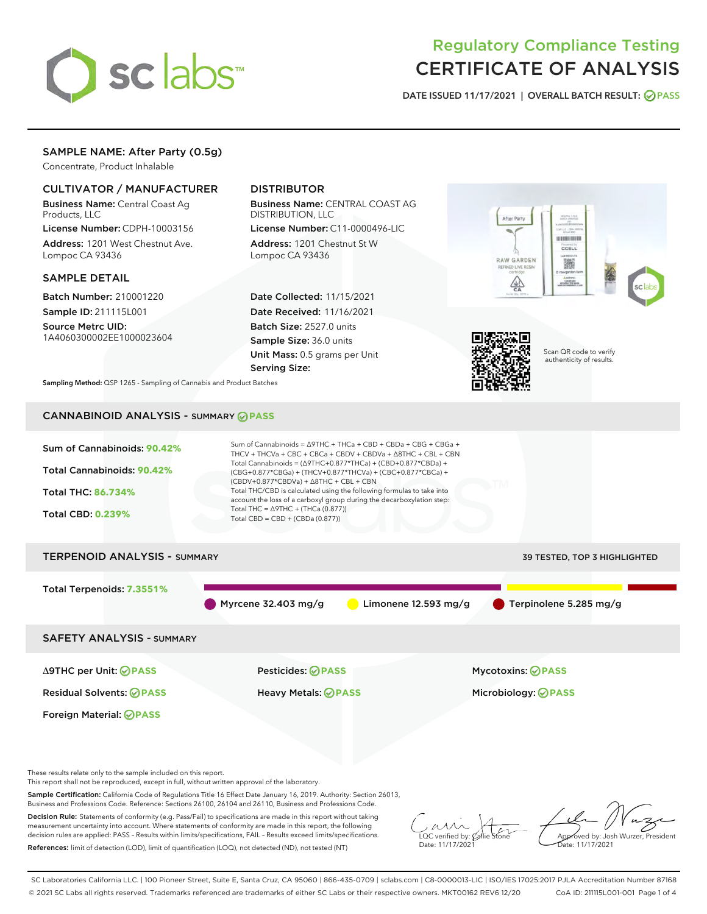# Regulatory Compliance Testing
# CERTIFICATE OF ANALYSIS

DATE ISSUED 11/17/2021 | OVERALL BATCH RESULT: PASS

## SAMPLE NAME: After Party (0.5g)

Concentrate, Product Inhalable

### CULTIVATOR / MANUFACTURER

**Business Name:** Central Coast Ag Products, LLC
**License Number:** CDPH-10003156
**Address:** 1201 West Chestnut Ave. Lompoc CA 93436

### DISTRIBUTOR

**Business Name:** CENTRAL COAST AG DISTRIBUTION, LLC
**License Number:** C11-0000496-LIC
**Address:** 1201 Chestnut St W Lompoc CA 93436

### SAMPLE DETAIL

**Batch Number:** 210001220
**Sample ID:** 211115L001
**Source Metrc UID:** 1A4060300002EE1000023604

**Date Collected:** 11/15/2021
**Date Received:** 11/16/2021
**Batch Size:** 2527.0 units
**Sample Size:** 36.0 units
**Unit Mass:** 0.5 grams per Unit
**Serving Size:**

Scan QR code to verify authenticity of results.

**Sampling Method:** QSP 1265 - Sampling of Cannabis and Product Batches

## CANNABINOID ANALYSIS - SUMMARY PASS

Sum of Cannabinoids: **90.42%**
Total Cannabinoids: **90.42%**
Total THC: **86.734%**
Total CBD: **0.239%**

Sum of Cannabinoids = Δ9THC + THCa + CBD + CBDa + CBG + CBGa + THCV + THCVa + CBC + CBCa + CBDV + CBDVa + Δ8THC + CBL + CBN
Total Cannabinoids = (Δ9THC+0.877*THCa) + (CBD+0.877*CBDa) + (CBG+0.877*CBGa) + (THCV+0.877*THCVa) + (CBC+0.877*CBCa) + (CBDV+0.877*CBDVa) + Δ8THC + CBL + CBN
Total THC/CBD is calculated using the following formulas to take into account the loss of a carboxyl group during the decarboxylation step:
Total THC = Δ9THC + (THCa (0.877))
Total CBD = CBD + (CBDa (0.877))

## TERPENOID ANALYSIS - SUMMARY

39 TESTED, TOP 3 HIGHLIGHTED

Total Terpenoids: **7.3551%**

Myrcene 32.403 mg/g | Limonene 12.593 mg/g | Terpinolene 5.285 mg/g

## SAFETY ANALYSIS - SUMMARY

| | | |
|---|---|---|
| Δ9THC per Unit: PASS | Pesticides: PASS | Mycotoxins: PASS |
| Residual Solvents: PASS | Heavy Metals: PASS | Microbiology: PASS |
| Foreign Material: PASS | | |

These results relate only to the sample included on this report.
This report shall not be reproduced, except in full, without written approval of the laboratory.

**Sample Certification:** California Code of Regulations Title 16 Effect Date January 16, 2019. Authority: Section 26013, Business and Professions Code. Reference: Sections 26100, 26104 and 26110, Business and Professions Code.

**Decision Rule:** Statements of conformity (e.g. Pass/Fail) to specifications are made in this report without taking measurement uncertainty into account. Where statements of conformity are made in this report, the following decision rules are applied: PASS – Results within limits/specifications, FAIL – Results exceed limits/specifications.

**References:** limit of detection (LOD), limit of quantification (LOQ), not detected (ND), not tested (NT)

LQC verified by: Callie Stone
Date: 11/17/2021

Approved by: Josh Wurzer, President
Date: 11/17/2021

SC Laboratories California LLC. | 100 Pioneer Street, Suite E, Santa Cruz, CA 95060 | 866-435-0709 | sclabs.com | C8-0000013-LIC | ISO/IES 17025:2017 PJLA Accreditation Number 87168
© 2021 SC Labs all rights reserved. Trademarks referenced are trademarks of either SC Labs or their respective owners. MKT00162 REV6 12/20 CoA ID: 211115L001-001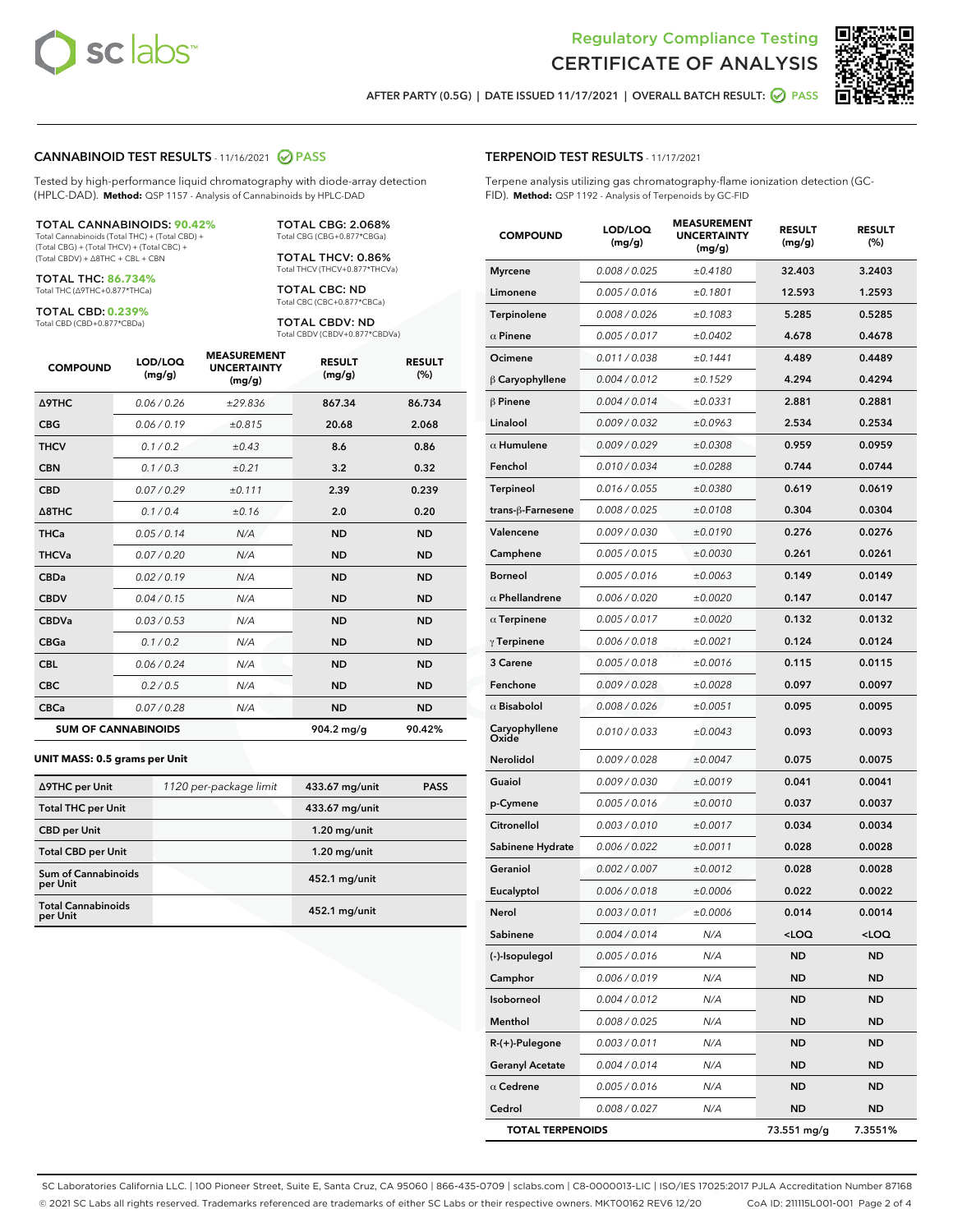# Regulatory Compliance Testing
# CERTIFICATE OF ANALYSIS

AFTER PARTY (0.5G) | DATE ISSUED 11/17/2021 | OVERALL BATCH RESULT: PASS

## CANNABINOID TEST RESULTS - 11/16/2021 PASS

Tested by high-performance liquid chromatography with diode-array detection (HPLC-DAD). **Method:** QSP 1157 - Analysis of Cannabinoids by HPLC-DAD

**TOTAL CANNABINOIDS: 90.42%**
Total Cannabinoids (Total THC) + (Total CBD) + (Total CBG) + (Total THCV) + (Total CBC) + (Total CBDV) + Δ8THC + CBL + CBN

**TOTAL THC: 86.734%**
Total THC (Δ9THC+0.877*THCa)

**TOTAL CBD: 0.239%**
Total CBD (CBD+0.877*CBDa)

**TOTAL CBG: 2.068%**
Total CBG (CBG+0.877*CBGa)

**TOTAL THCV: 0.86%**
Total THCV (THCV+0.877*THCVa)

**TOTAL CBC: ND**
Total CBC (CBC+0.877*CBCa)

**TOTAL CBDV: ND**
Total CBDV (CBDV+0.877*CBDVa)

| COMPOUND | LOD/LOQ (mg/g) | MEASUREMENT UNCERTAINTY (mg/g) | RESULT (mg/g) | RESULT (%) |
|---|---|---|---|---|
| Δ9THC | 0.06 / 0.26 | ±29.836 | 867.34 | 86.734 |
| CBG | 0.06 / 0.19 | ±0.815 | 20.68 | 2.068 |
| THCV | 0.1 / 0.2 | ±0.43 | 8.6 | 0.86 |
| CBN | 0.1 / 0.3 | ±0.21 | 3.2 | 0.32 |
| CBD | 0.07 / 0.29 | ±0.111 | 2.39 | 0.239 |
| Δ8THC | 0.1 / 0.4 | ±0.16 | 2.0 | 0.20 |
| THCa | 0.05 / 0.14 | N/A | ND | ND |
| THCVa | 0.07 / 0.20 | N/A | ND | ND |
| CBDa | 0.02 / 0.19 | N/A | ND | ND |
| CBDV | 0.04 / 0.15 | N/A | ND | ND |
| CBDVa | 0.03 / 0.53 | N/A | ND | ND |
| CBGa | 0.1 / 0.2 | N/A | ND | ND |
| CBL | 0.06 / 0.24 | N/A | ND | ND |
| CBC | 0.2 / 0.5 | N/A | ND | ND |
| CBCa | 0.07 / 0.28 | N/A | ND | ND |
| **SUM OF CANNABINOIDS** | | | 904.2 mg/g | 90.42% |

**UNIT MASS: 0.5 grams per Unit**

| | | | |
|---|---|---|---|
| Δ9THC per Unit | 1120 per-package limit | 433.67 mg/unit | PASS |
| Total THC per Unit | | 433.67 mg/unit | |
| CBD per Unit | | 1.20 mg/unit | |
| Total CBD per Unit | | 1.20 mg/unit | |
| Sum of Cannabinoids per Unit | | 452.1 mg/unit | |
| Total Cannabinoids per Unit | | 452.1 mg/unit | |

## TERPENOID TEST RESULTS - 11/17/2021

Terpene analysis utilizing gas chromatography-flame ionization detection (GC-FID). **Method:** QSP 1192 - Analysis of Terpenoids by GC-FID

| COMPOUND | LOD/LOQ (mg/g) | MEASUREMENT UNCERTAINTY (mg/g) | RESULT (mg/g) | RESULT (%) |
|---|---|---|---|---|
| Myrcene | 0.008 / 0.025 | ±0.4180 | 32.403 | 3.2403 |
| Limonene | 0.005 / 0.016 | ±0.1801 | 12.593 | 1.2593 |
| Terpinolene | 0.008 / 0.026 | ±0.1083 | 5.285 | 0.5285 |
| α Pinene | 0.005 / 0.017 | ±0.0402 | 4.678 | 0.4678 |
| Ocimene | 0.011 / 0.038 | ±0.1441 | 4.489 | 0.4489 |
| β Caryophyllene | 0.004 / 0.012 | ±0.1529 | 4.294 | 0.4294 |
| β Pinene | 0.004 / 0.014 | ±0.0331 | 2.881 | 0.2881 |
| Linalool | 0.009 / 0.032 | ±0.0963 | 2.534 | 0.2534 |
| α Humulene | 0.009 / 0.029 | ±0.0308 | 0.959 | 0.0959 |
| Fenchol | 0.010 / 0.034 | ±0.0288 | 0.744 | 0.0744 |
| Terpineol | 0.016 / 0.055 | ±0.0380 | 0.619 | 0.0619 |
| trans-β-Farnesene | 0.008 / 0.025 | ±0.0108 | 0.304 | 0.0304 |
| Valencene | 0.009 / 0.030 | ±0.0190 | 0.276 | 0.0276 |
| Camphene | 0.005 / 0.015 | ±0.0030 | 0.261 | 0.0261 |
| Borneol | 0.005 / 0.016 | ±0.0063 | 0.149 | 0.0149 |
| α Phellandrene | 0.006 / 0.020 | ±0.0020 | 0.147 | 0.0147 |
| α Terpinene | 0.005 / 0.017 | ±0.0020 | 0.132 | 0.0132 |
| γ Terpinene | 0.006 / 0.018 | ±0.0021 | 0.124 | 0.0124 |
| 3 Carene | 0.005 / 0.018 | ±0.0016 | 0.115 | 0.0115 |
| Fenchone | 0.009 / 0.028 | ±0.0028 | 0.097 | 0.0097 |
| α Bisabolol | 0.008 / 0.026 | ±0.0051 | 0.095 | 0.0095 |
| Caryophyllene Oxide | 0.010 / 0.033 | ±0.0043 | 0.093 | 0.0093 |
| Nerolidol | 0.009 / 0.028 | ±0.0047 | 0.075 | 0.0075 |
| Guaiol | 0.009 / 0.030 | ±0.0019 | 0.041 | 0.0041 |
| p-Cymene | 0.005 / 0.016 | ±0.0010 | 0.037 | 0.0037 |
| Citronellol | 0.003 / 0.010 | ±0.0017 | 0.034 | 0.0034 |
| Sabinene Hydrate | 0.006 / 0.022 | ±0.0011 | 0.028 | 0.0028 |
| Geraniol | 0.002 / 0.007 | ±0.0012 | 0.028 | 0.0028 |
| Eucalyptol | 0.006 / 0.018 | ±0.0006 | 0.022 | 0.0022 |
| Nerol | 0.003 / 0.011 | ±0.0006 | 0.014 | 0.0014 |
| Sabinene | 0.004 / 0.014 | N/A | <LOQ | <LOQ |
| (-)-Isopulegol | 0.005 / 0.016 | N/A | ND | ND |
| Camphor | 0.006 / 0.019 | N/A | ND | ND |
| Isoborneol | 0.004 / 0.012 | N/A | ND | ND |
| Menthol | 0.008 / 0.025 | N/A | ND | ND |
| R-(+)-Pulegone | 0.003 / 0.011 | N/A | ND | ND |
| Geranyl Acetate | 0.004 / 0.014 | N/A | ND | ND |
| α Cedrene | 0.005 / 0.016 | N/A | ND | ND |
| Cedrol | 0.008 / 0.027 | N/A | ND | ND |
| **TOTAL TERPENOIDS** | | | 73.551 mg/g | 7.3551% |

SC Laboratories California LLC. | 100 Pioneer Street, Suite E, Santa Cruz, CA 95060 | 866-435-0709 | sclabs.com | C8-0000013-LIC | ISO/IES 17025:2017 PJLA Accreditation Number 87168
© 2021 SC Labs all rights reserved. Trademarks referenced are trademarks of either SC Labs or their respective owners. MKT00162 REV6 12/20 CoA ID: 211115L001-001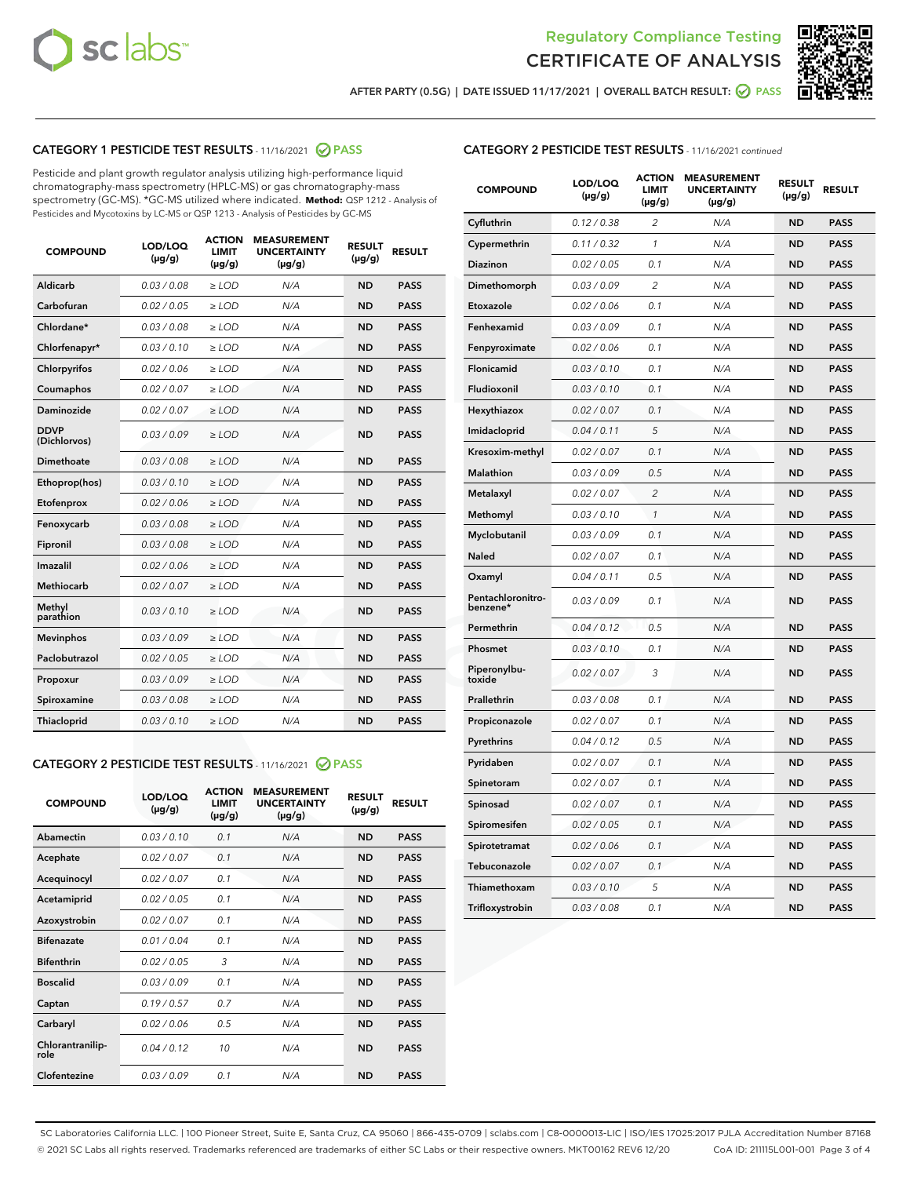AFTER PARTY (0.5G) | DATE ISSUED 11/17/2021 | OVERALL BATCH RESULT: PASS

## CATEGORY 1 PESTICIDE TEST RESULTS - 11/16/2021 PASS

Pesticide and plant growth regulator analysis utilizing high-performance liquid chromatography-mass spectrometry (HPLC-MS) or gas chromatography-mass spectrometry (GC-MS). *GC-MS utilized where indicated. **Method:** QSP 1212 - Analysis of Pesticides and Mycotoxins by LC-MS or QSP 1213 - Analysis of Pesticides by GC-MS

| COMPOUND | LOD/LOQ (µg/g) | ACTION LIMIT (µg/g) | MEASUREMENT UNCERTAINTY (µg/g) | RESULT (µg/g) | RESULT |
|---|---|---|---|---|---|
| Aldicarb | 0.03 / 0.08 | ≥ LOD | N/A | ND | PASS |
| Carbofuran | 0.02 / 0.05 | ≥ LOD | N/A | ND | PASS |
| Chlordane* | 0.03 / 0.08 | ≥ LOD | N/A | ND | PASS |
| Chlorfenapyr* | 0.03 / 0.10 | ≥ LOD | N/A | ND | PASS |
| Chlorpyrifos | 0.02 / 0.06 | ≥ LOD | N/A | ND | PASS |
| Coumaphos | 0.02 / 0.07 | ≥ LOD | N/A | ND | PASS |
| Daminozide | 0.02 / 0.07 | ≥ LOD | N/A | ND | PASS |
| DDVP (Dichlorvos) | 0.03 / 0.09 | ≥ LOD | N/A | ND | PASS |
| Dimethoate | 0.03 / 0.08 | ≥ LOD | N/A | ND | PASS |
| Ethoprop(hos) | 0.03 / 0.10 | ≥ LOD | N/A | ND | PASS |
| Etofenprox | 0.02 / 0.06 | ≥ LOD | N/A | ND | PASS |
| Fenoxycarb | 0.03 / 0.08 | ≥ LOD | N/A | ND | PASS |
| Fipronil | 0.03 / 0.08 | ≥ LOD | N/A | ND | PASS |
| Imazalil | 0.02 / 0.06 | ≥ LOD | N/A | ND | PASS |
| Methiocarb | 0.02 / 0.07 | ≥ LOD | N/A | ND | PASS |
| Methyl parathion | 0.03 / 0.10 | ≥ LOD | N/A | ND | PASS |
| Mevinphos | 0.03 / 0.09 | ≥ LOD | N/A | ND | PASS |
| Paclobutrazol | 0.02 / 0.05 | ≥ LOD | N/A | ND | PASS |
| Propoxur | 0.03 / 0.09 | ≥ LOD | N/A | ND | PASS |
| Spiroxamine | 0.03 / 0.08 | ≥ LOD | N/A | ND | PASS |
| Thiacloprid | 0.03 / 0.10 | ≥ LOD | N/A | ND | PASS |

## CATEGORY 2 PESTICIDE TEST RESULTS - 11/16/2021 PASS

| COMPOUND | LOD/LOQ (µg/g) | ACTION LIMIT (µg/g) | MEASUREMENT UNCERTAINTY (µg/g) | RESULT (µg/g) | RESULT |
|---|---|---|---|---|---|
| Abamectin | 0.03 / 0.10 | 0.1 | N/A | ND | PASS |
| Acephate | 0.02 / 0.07 | 0.1 | N/A | ND | PASS |
| Acequinocyl | 0.02 / 0.07 | 0.1 | N/A | ND | PASS |
| Acetamiprid | 0.02 / 0.05 | 0.1 | N/A | ND | PASS |
| Azoxystrobin | 0.02 / 0.07 | 0.1 | N/A | ND | PASS |
| Bifenazate | 0.01 / 0.04 | 0.1 | N/A | ND | PASS |
| Bifenthrin | 0.02 / 0.05 | 3 | N/A | ND | PASS |
| Boscalid | 0.03 / 0.09 | 0.1 | N/A | ND | PASS |
| Captan | 0.19 / 0.57 | 0.7 | N/A | ND | PASS |
| Carbaryl | 0.02 / 0.06 | 0.5 | N/A | ND | PASS |
| Chlorantraniliprole | 0.04 / 0.12 | 10 | N/A | ND | PASS |
| Clofentezine | 0.03 / 0.09 | 0.1 | N/A | ND | PASS |
| Cyfluthrin | 0.12 / 0.38 | 2 | N/A | ND | PASS |
| Cypermethrin | 0.11 / 0.32 | 1 | N/A | ND | PASS |
| Diazinon | 0.02 / 0.05 | 0.1 | N/A | ND | PASS |
| Dimethomorph | 0.03 / 0.09 | 2 | N/A | ND | PASS |
| Etoxazole | 0.02 / 0.06 | 0.1 | N/A | ND | PASS |
| Fenhexamid | 0.03 / 0.09 | 0.1 | N/A | ND | PASS |
| Fenpyroximate | 0.02 / 0.06 | 0.1 | N/A | ND | PASS |
| Flonicamid | 0.03 / 0.10 | 0.1 | N/A | ND | PASS |
| Fludioxonil | 0.03 / 0.10 | 0.1 | N/A | ND | PASS |
| Hexythiazox | 0.02 / 0.07 | 0.1 | N/A | ND | PASS |
| Imidacloprid | 0.04 / 0.11 | 5 | N/A | ND | PASS |
| Kresoxim-methyl | 0.02 / 0.07 | 0.1 | N/A | ND | PASS |
| Malathion | 0.03 / 0.09 | 0.5 | N/A | ND | PASS |
| Metalaxyl | 0.02 / 0.07 | 2 | N/A | ND | PASS |
| Methomyl | 0.03 / 0.10 | 1 | N/A | ND | PASS |
| Myclobutanil | 0.03 / 0.09 | 0.1 | N/A | ND | PASS |
| Naled | 0.02 / 0.07 | 0.1 | N/A | ND | PASS |
| Oxamyl | 0.04 / 0.11 | 0.5 | N/A | ND | PASS |
| Pentachloronitrobenzene* | 0.03 / 0.09 | 0.1 | N/A | ND | PASS |
| Permethrin | 0.04 / 0.12 | 0.5 | N/A | ND | PASS |
| Phosmet | 0.03 / 0.10 | 0.1 | N/A | ND | PASS |
| Piperonylbutoxide | 0.02 / 0.07 | 3 | N/A | ND | PASS |
| Prallethrin | 0.03 / 0.08 | 0.1 | N/A | ND | PASS |
| Propiconazole | 0.02 / 0.07 | 0.1 | N/A | ND | PASS |
| Pyrethrins | 0.04 / 0.12 | 0.5 | N/A | ND | PASS |
| Pyridaben | 0.02 / 0.07 | 0.1 | N/A | ND | PASS |
| Spinetoram | 0.02 / 0.07 | 0.1 | N/A | ND | PASS |
| Spinosad | 0.02 / 0.07 | 0.1 | N/A | ND | PASS |
| Spiromesifen | 0.02 / 0.05 | 0.1 | N/A | ND | PASS |
| Spirotetramat | 0.02 / 0.06 | 0.1 | N/A | ND | PASS |
| Tebuconazole | 0.02 / 0.07 | 0.1 | N/A | ND | PASS |
| Thiamethoxam | 0.03 / 0.10 | 5 | N/A | ND | PASS |
| Trifloxystrobin | 0.03 / 0.08 | 0.1 | N/A | ND | PASS |

SC Laboratories California LLC. | 100 Pioneer Street, Suite E, Santa Cruz, CA 95060 | 866-435-0709 | sclabs.com | C8-0000013-LIC | ISO/IES 17025:2017 PJLA Accreditation Number 87168
© 2021 SC Labs all rights reserved. Trademarks referenced are trademarks of either SC Labs or their respective owners. MKT00162 REV6 12/20 CoA ID: 211115L001-001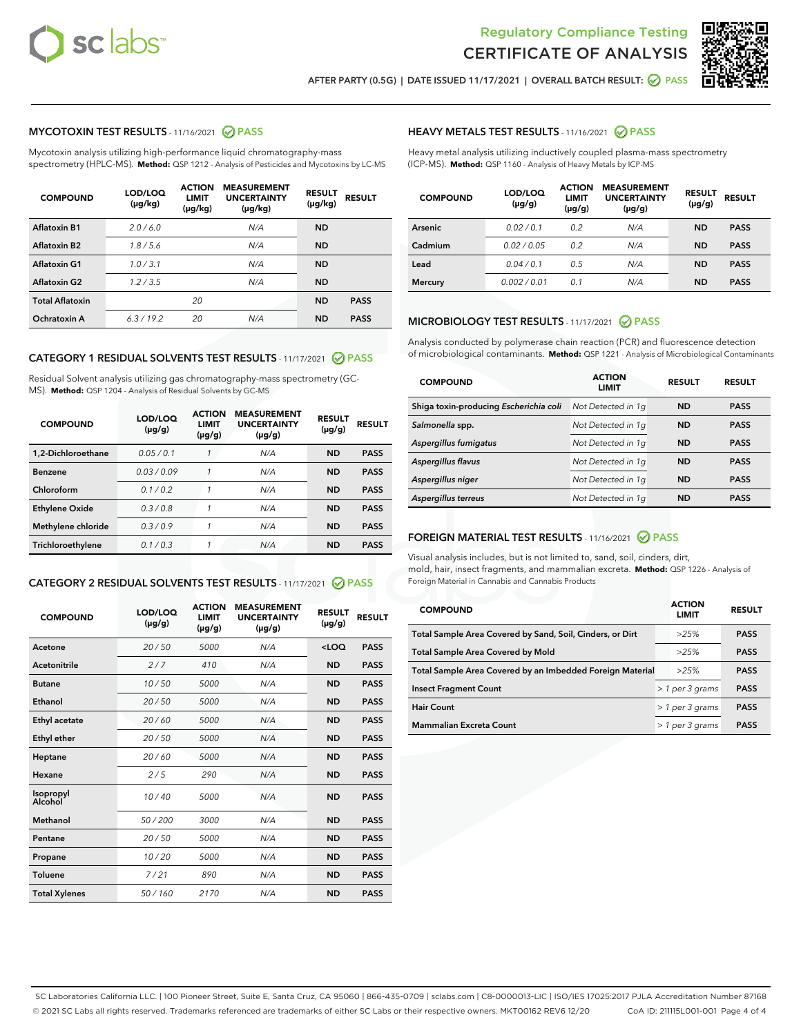Regulatory Compliance Testing

# CERTIFICATE OF ANALYSIS

AFTER PARTY (0.5G) | DATE ISSUED 11/17/2021 | OVERALL BATCH RESULT: PASS

## MYCOTOXIN TEST RESULTS - 11/16/2021 PASS

Mycotoxin analysis utilizing high-performance liquid chromatography-mass spectrometry (HPLC-MS). **Method:** QSP 1212 - Analysis of Pesticides and Mycotoxins by LC-MS

| COMPOUND | LOD/LOQ (µg/kg) | ACTION LIMIT (µg/kg) | MEASUREMENT UNCERTAINTY (µg/kg) | RESULT (µg/kg) | RESULT |
|---|---|---|---|---|---|
| Aflatoxin B1 | 2.0 / 6.0 | | N/A | ND | |
| Aflatoxin B2 | 1.8 / 5.6 | | N/A | ND | |
| Aflatoxin G1 | 1.0 / 3.1 | | N/A | ND | |
| Aflatoxin G2 | 1.2 / 3.5 | | N/A | ND | |
| Total Aflatoxin | | 20 | | ND | PASS |
| Ochratoxin A | 6.3 / 19.2 | 20 | N/A | ND | PASS |

## CATEGORY 1 RESIDUAL SOLVENTS TEST RESULTS - 11/17/2021 PASS

Residual Solvent analysis utilizing gas chromatography-mass spectrometry (GC-MS). **Method:** QSP 1204 - Analysis of Residual Solvents by GC-MS

| COMPOUND | LOD/LOQ (µg/g) | ACTION LIMIT (µg/g) | MEASUREMENT UNCERTAINTY (µg/g) | RESULT (µg/g) | RESULT |
|---|---|---|---|---|---|
| 1,2-Dichloroethane | 0.05 / 0.1 | 1 | N/A | ND | PASS |
| Benzene | 0.03 / 0.09 | 1 | N/A | ND | PASS |
| Chloroform | 0.1 / 0.2 | 1 | N/A | ND | PASS |
| Ethylene Oxide | 0.3 / 0.8 | 1 | N/A | ND | PASS |
| Methylene chloride | 0.3 / 0.9 | 1 | N/A | ND | PASS |
| Trichloroethylene | 0.1 / 0.3 | 1 | N/A | ND | PASS |

## CATEGORY 2 RESIDUAL SOLVENTS TEST RESULTS - 11/17/2021 PASS

| COMPOUND | LOD/LOQ (µg/g) | ACTION LIMIT (µg/g) | MEASUREMENT UNCERTAINTY (µg/g) | RESULT (µg/g) | RESULT |
|---|---|---|---|---|---|
| Acetone | 20 / 50 | 5000 | N/A | <LOQ | PASS |
| Acetonitrile | 2 / 7 | 410 | N/A | ND | PASS |
| Butane | 10 / 50 | 5000 | N/A | ND | PASS |
| Ethanol | 20 / 50 | 5000 | N/A | ND | PASS |
| Ethyl acetate | 20 / 60 | 5000 | N/A | ND | PASS |
| Ethyl ether | 20 / 50 | 5000 | N/A | ND | PASS |
| Heptane | 20 / 60 | 5000 | N/A | ND | PASS |
| Hexane | 2 / 5 | 290 | N/A | ND | PASS |
| Isopropyl Alcohol | 10 / 40 | 5000 | N/A | ND | PASS |
| Methanol | 50 / 200 | 3000 | N/A | ND | PASS |
| Pentane | 20 / 50 | 5000 | N/A | ND | PASS |
| Propane | 10 / 20 | 5000 | N/A | ND | PASS |
| Toluene | 7 / 21 | 890 | N/A | ND | PASS |
| Total Xylenes | 50 / 160 | 2170 | N/A | ND | PASS |

## HEAVY METALS TEST RESULTS - 11/16/2021 PASS

Heavy metal analysis utilizing inductively coupled plasma-mass spectrometry (ICP-MS). **Method:** QSP 1160 - Analysis of Heavy Metals by ICP-MS

| COMPOUND | LOD/LOQ (µg/g) | ACTION LIMIT (µg/g) | MEASUREMENT UNCERTAINTY (µg/g) | RESULT (µg/g) | RESULT |
|---|---|---|---|---|---|
| Arsenic | 0.02 / 0.1 | 0.2 | N/A | ND | PASS |
| Cadmium | 0.02 / 0.05 | 0.2 | N/A | ND | PASS |
| Lead | 0.04 / 0.1 | 0.5 | N/A | ND | PASS |
| Mercury | 0.002 / 0.01 | 0.1 | N/A | ND | PASS |

## MICROBIOLOGY TEST RESULTS - 11/17/2021 PASS

Analysis conducted by polymerase chain reaction (PCR) and fluorescence detection of microbiological contaminants. **Method:** QSP 1221 - Analysis of Microbiological Contaminants

| COMPOUND | ACTION LIMIT | RESULT | RESULT |
|---|---|---|---|
| Shiga toxin-producing *Escherichia coli* | Not Detected in 1g | ND | PASS |
| *Salmonella* spp. | Not Detected in 1g | ND | PASS |
| *Aspergillus fumigatus* | Not Detected in 1g | ND | PASS |
| *Aspergillus flavus* | Not Detected in 1g | ND | PASS |
| *Aspergillus niger* | Not Detected in 1g | ND | PASS |
| *Aspergillus terreus* | Not Detected in 1g | ND | PASS |

## FOREIGN MATERIAL TEST RESULTS - 11/16/2021 PASS

Visual analysis includes, but is not limited to, sand, soil, cinders, dirt, mold, hair, insect fragments, and mammalian excreta. **Method:** QSP 1226 - Analysis of Foreign Material in Cannabis and Cannabis Products

| COMPOUND | ACTION LIMIT | RESULT |
|---|---|---|
| Total Sample Area Covered by Sand, Soil, Cinders, or Dirt | >25% | PASS |
| Total Sample Area Covered by Mold | >25% | PASS |
| Total Sample Area Covered by an Imbedded Foreign Material | >25% | PASS |
| Insect Fragment Count | > 1 per 3 grams | PASS |
| Hair Count | > 1 per 3 grams | PASS |
| Mammalian Excreta Count | > 1 per 3 grams | PASS |

SC Laboratories California LLC. | 100 Pioneer Street, Suite E, Santa Cruz, CA 95060 | 866-435-0709 | sclabs.com | C8-0000013-LIC | ISO/IES 17025:2017 PJLA Accreditation Number 87168
© 2021 SC Labs all rights reserved. Trademarks referenced are trademarks of either SC Labs or their respective owners. MKT00162 REV6 12/20 CoA ID: 211115L001-001